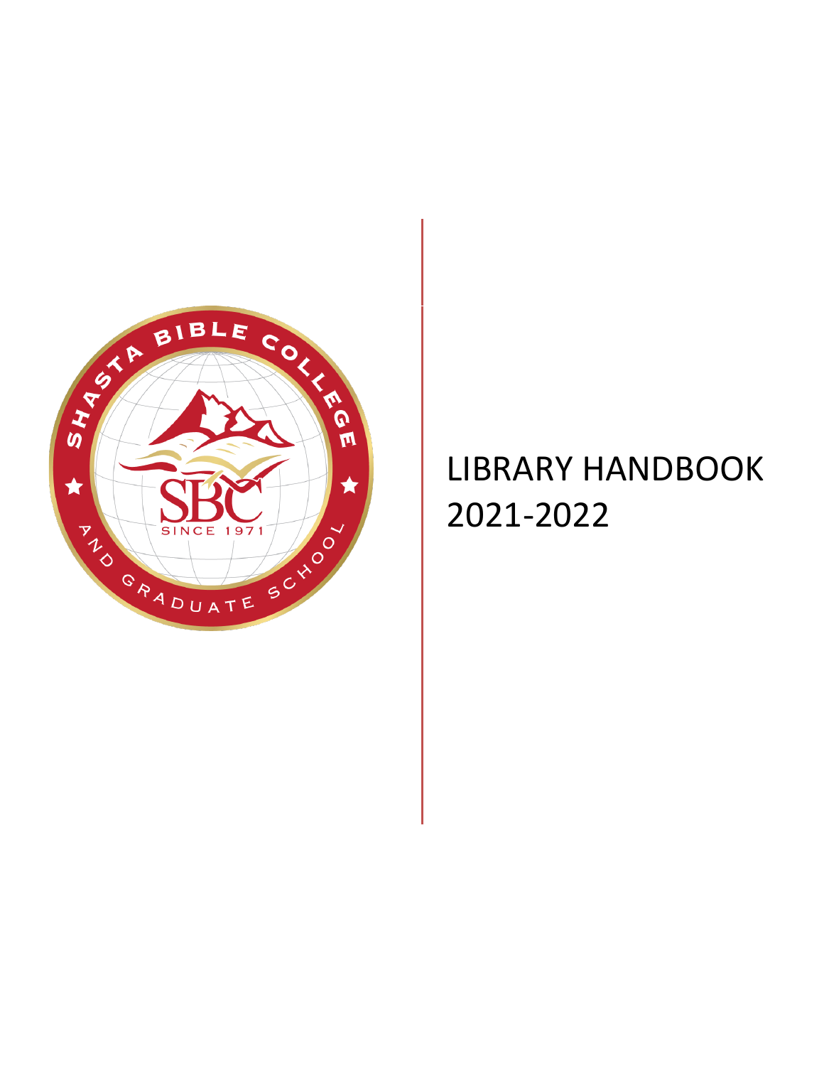# LIBRARY HANDBOOK 2021-2022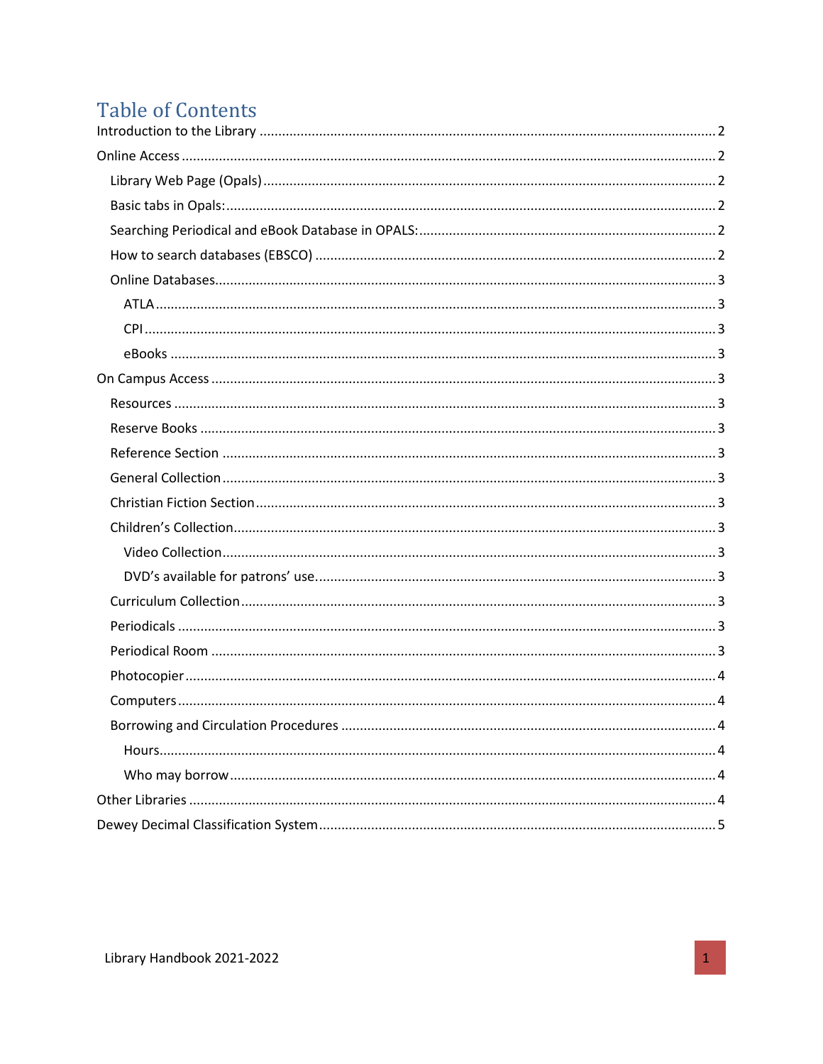# Table of Contents

- Introduction to the Library ........ 2
- Online Access ........ 2
  - Library Web Page (Opals) ........ 2
  - Basic tabs in Opals: ........ 2
  - Searching Periodical and eBook Database in OPALS: ........ 2
  - How to search databases (EBSCO) ........ 2
  - Online Databases ........ 3
    - ATLA ........ 3
    - CPI ........ 3
    - eBooks ........ 3
- On Campus Access ........ 3
  - Resources ........ 3
  - Reserve Books ........ 3
  - Reference Section ........ 3
  - General Collection ........ 3
  - Christian Fiction Section ........ 3
  - Children's Collection ........ 3
    - Video Collection ........ 3
    - DVD's available for patrons' use ........ 3
  - Curriculum Collection ........ 3
  - Periodicals ........ 3
  - Periodical Room ........ 3
  - Photocopier ........ 4
  - Computers ........ 4
  - Borrowing and Circulation Procedures ........ 4
    - Hours ........ 4
    - Who may borrow ........ 4
- Other Libraries ........ 4
- Dewey Decimal Classification System ........ 5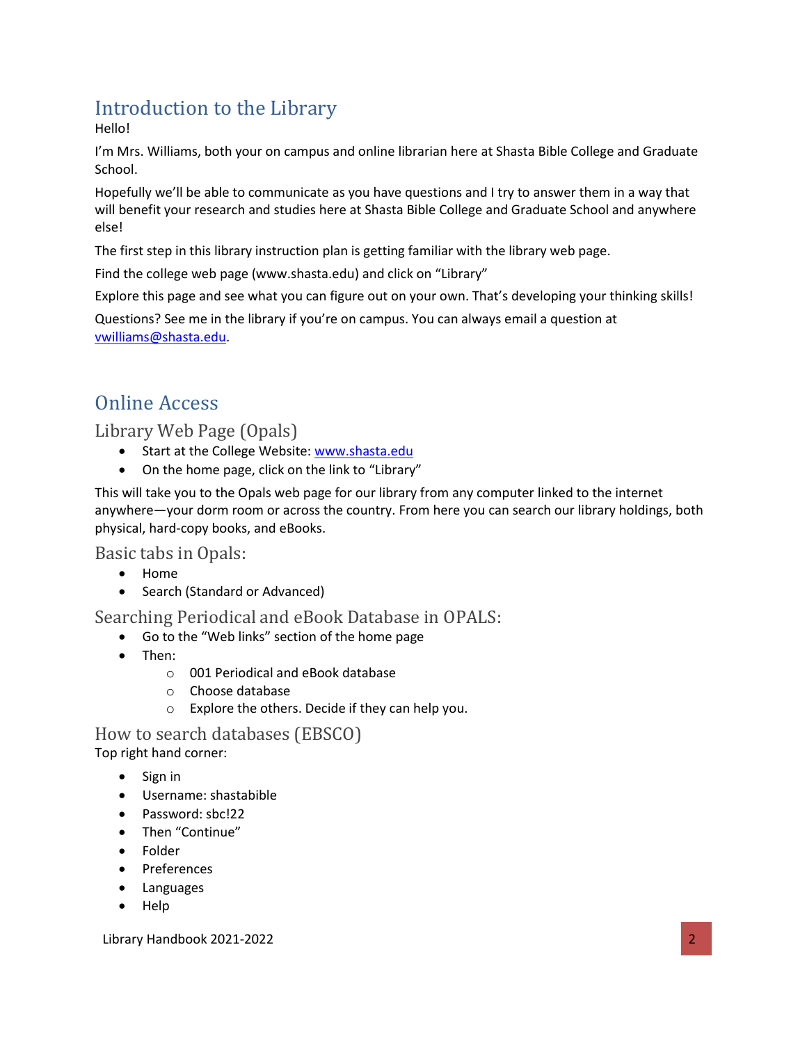# Introduction to the Library

Hello!

I'm Mrs. Williams, both your on campus and online librarian here at Shasta Bible College and Graduate School.

Hopefully we'll be able to communicate as you have questions and I try to answer them in a way that will benefit your research and studies here at Shasta Bible College and Graduate School and anywhere else!

The first step in this library instruction plan is getting familiar with the library web page.

Find the college web page (www.shasta.edu) and click on "Library"

Explore this page and see what you can figure out on your own. That's developing your thinking skills!

Questions? See me in the library if you're on campus. You can always email a question at vwilliams@shasta.edu.

# Online Access

## Library Web Page (Opals)

- Start at the College Website: www.shasta.edu
- On the home page, click on the link to "Library"

This will take you to the Opals web page for our library from any computer linked to the internet anywhere—your dorm room or across the country. From here you can search our library holdings, both physical, hard-copy books, and eBooks.

## Basic tabs in Opals:

- Home
- Search (Standard or Advanced)

## Searching Periodical and eBook Database in OPALS:

- Go to the "Web links" section of the home page
- Then:
  - 001 Periodical and eBook database
  - Choose database
  - Explore the others. Decide if they can help you.

## How to search databases (EBSCO)

Top right hand corner:

- Sign in
- Username: shastabible
- Password: sbc!22
- Then "Continue"
- Folder
- Preferences
- Languages
- Help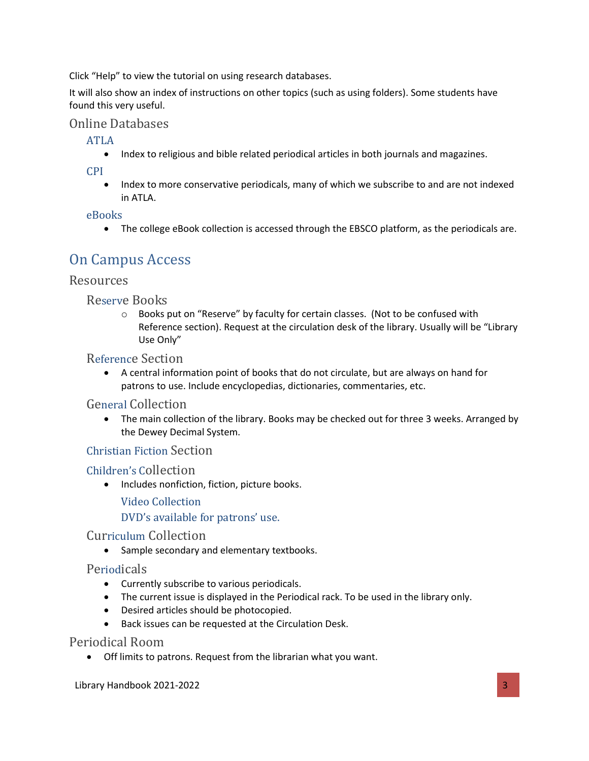Click “Help” to view the tutorial on using research databases.

It will also show an index of instructions on other topics (such as using folders). Some students have found this very useful.

## Online Databases

### ATLA

- Index to religious and bible related periodical articles in both journals and magazines.

### CPI

- Index to more conservative periodicals, many of which we subscribe to and are not indexed in ATLA.

### eBooks

- The college eBook collection is accessed through the EBSCO platform, as the periodicals are.

# On Campus Access

## Resources

### Reserve Books

- Books put on “Reserve” by faculty for certain classes. (Not to be confused with Reference section). Request at the circulation desk of the library. Usually will be “Library Use Only”

### Reference Section

- A central information point of books that do not circulate, but are always on hand for patrons to use. Include encyclopedias, dictionaries, commentaries, etc.

### General Collection

- The main collection of the library. Books may be checked out for three 3 weeks. Arranged by the Dewey Decimal System.

### Christian Fiction Section

### Children’s Collection

- Includes nonfiction, fiction, picture books.

#### Video Collection

#### DVD’s available for patrons’ use.

### Curriculum Collection

- Sample secondary and elementary textbooks.

### Periodicals

- Currently subscribe to various periodicals.
- The current issue is displayed in the Periodical rack. To be used in the library only.
- Desired articles should be photocopied.
- Back issues can be requested at the Circulation Desk.

## Periodical Room

- Off limits to patrons. Request from the librarian what you want.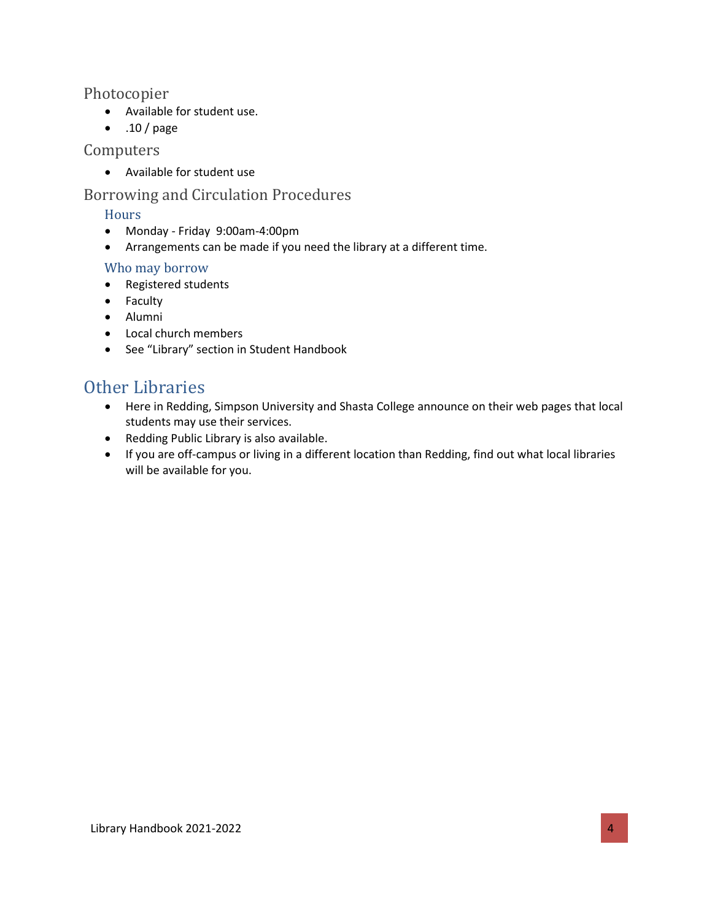## Photocopier

- Available for student use.
- .10 / page

## Computers

- Available for student use

## Borrowing and Circulation Procedures

### Hours

- Monday - Friday 9:00am-4:00pm
- Arrangements can be made if you need the library at a different time.

### Who may borrow

- Registered students
- Faculty
- Alumni
- Local church members
- See "Library" section in Student Handbook

# Other Libraries

- Here in Redding, Simpson University and Shasta College announce on their web pages that local students may use their services.
- Redding Public Library is also available.
- If you are off-campus or living in a different location than Redding, find out what local libraries will be available for you.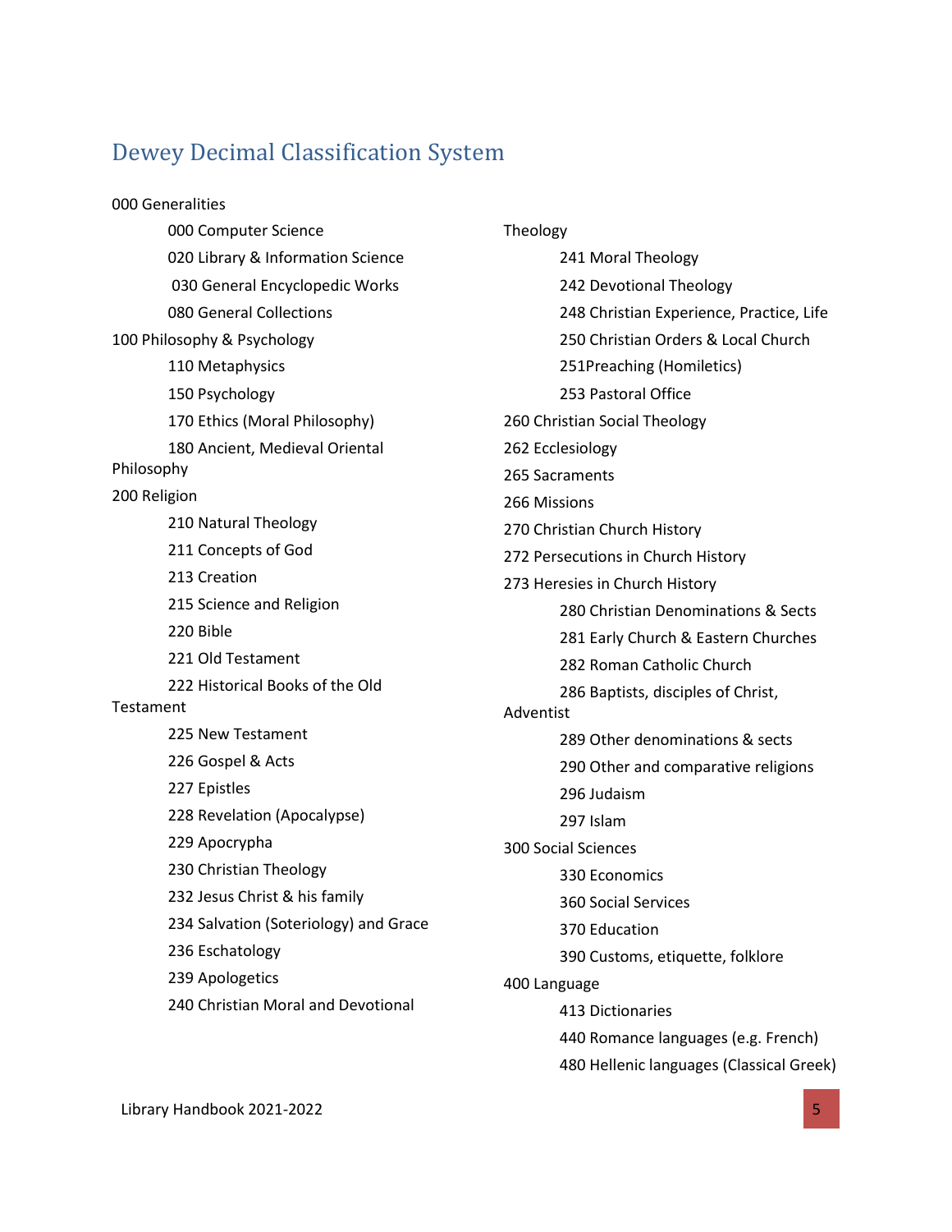## Dewey Decimal Classification System

000 Generalities

- 000 Computer Science
- 020 Library & Information Science
- 030 General Encyclopedic Works
- 080 General Collections

100 Philosophy & Psychology

- 110 Metaphysics
- 150 Psychology
- 170 Ethics (Moral Philosophy)
- 180 Ancient, Medieval Oriental Philosophy

200 Religion

- 210 Natural Theology
- 211 Concepts of God
- 213 Creation
- 215 Science and Religion
- 220 Bible
- 221 Old Testament
- 222 Historical Books of the Old Testament
- 225 New Testament
- 226 Gospel & Acts
- 227 Epistles
- 228 Revelation (Apocalypse)
- 229 Apocrypha
- 230 Christian Theology
- 232 Jesus Christ & his family
- 234 Salvation (Soteriology) and Grace
- 236 Eschatology
- 239 Apologetics
- 240 Christian Moral and Devotional Theology
- 241 Moral Theology
- 242 Devotional Theology
- 248 Christian Experience, Practice, Life
- 250 Christian Orders & Local Church
- 251Preaching (Homiletics)
- 253 Pastoral Office

260 Christian Social Theology

262 Ecclesiology

265 Sacraments

266 Missions

270 Christian Church History

272 Persecutions in Church History

273 Heresies in Church History

- 280 Christian Denominations & Sects
- 281 Early Church & Eastern Churches
- 282 Roman Catholic Church
- 286 Baptists, disciples of Christ, Adventist
- 289 Other denominations & sects
- 290 Other and comparative religions
- 296 Judaism
- 297 Islam

300 Social Sciences

- 330 Economics
- 360 Social Services
- 370 Education
- 390 Customs, etiquette, folklore

400 Language

- 413 Dictionaries
- 440 Romance languages (e.g. French)
- 480 Hellenic languages (Classical Greek)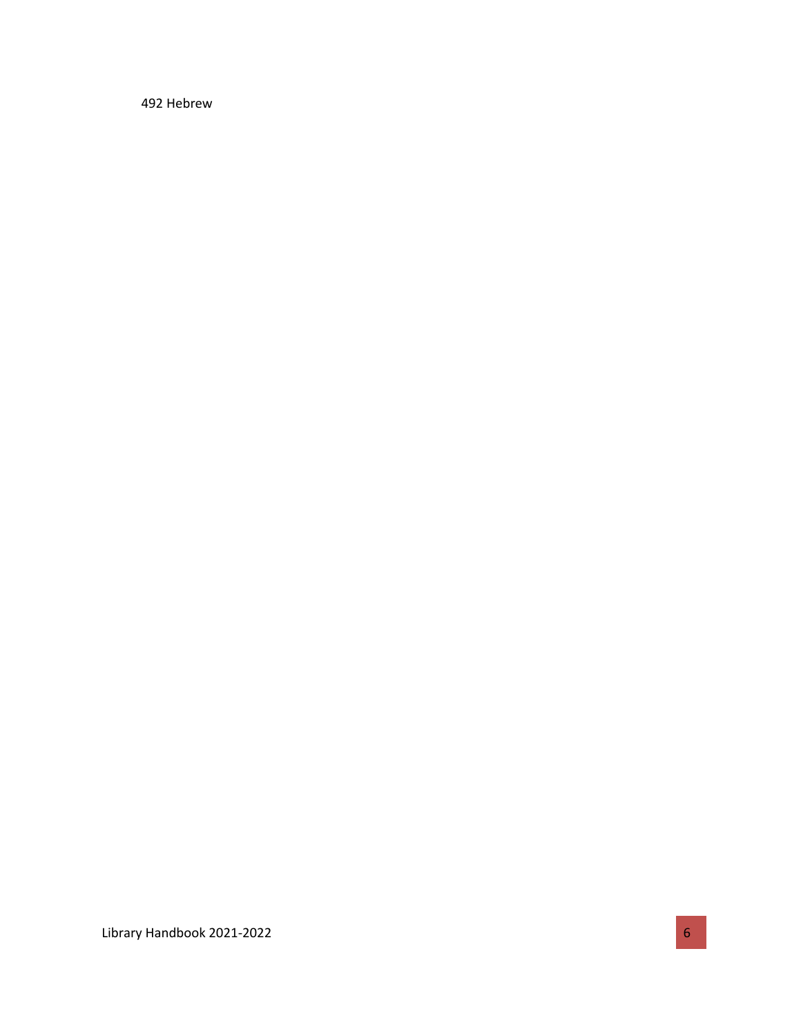492 Hebrew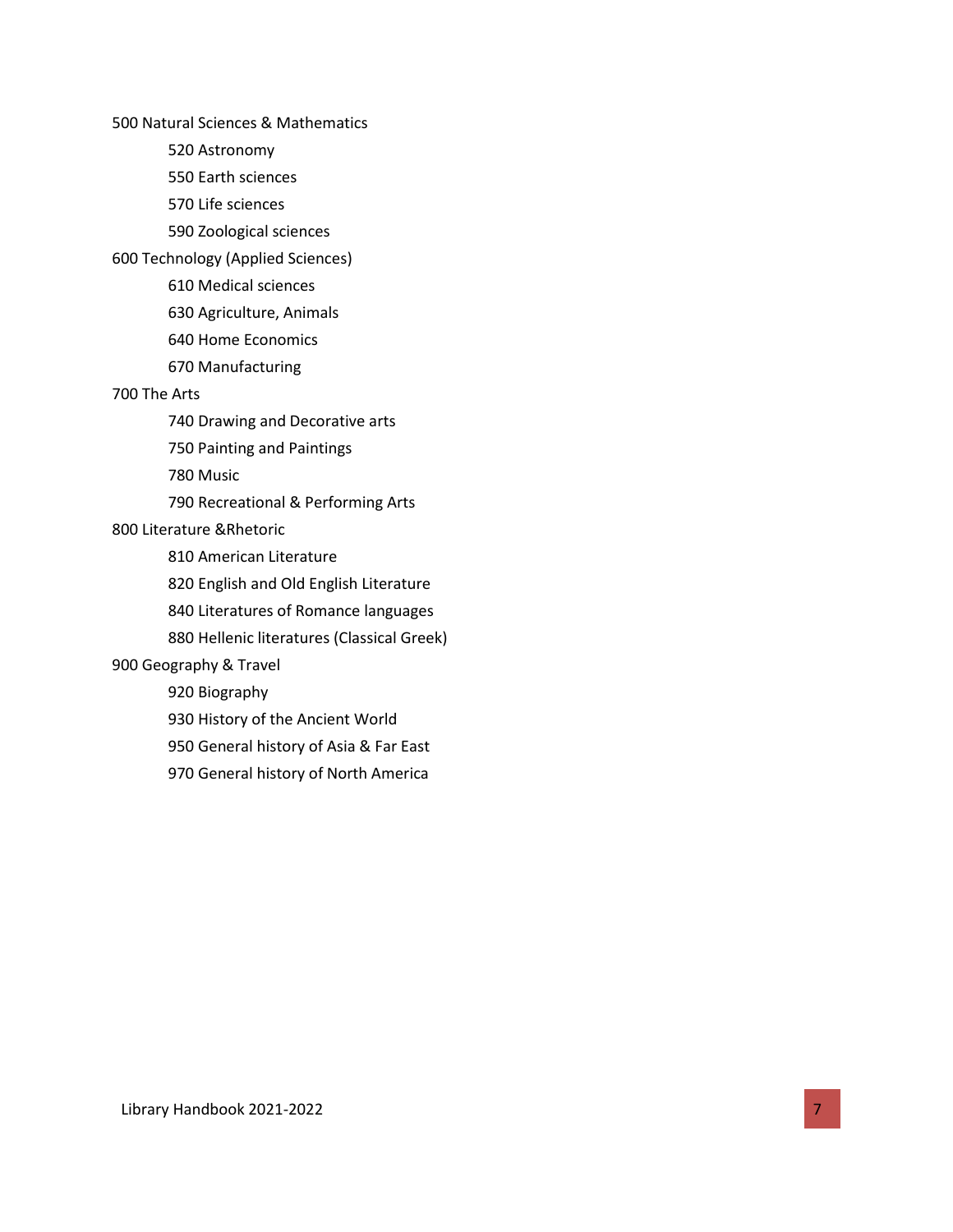- 500 Natural Sciences & Mathematics
  - 520 Astronomy
  - 550 Earth sciences
  - 570 Life sciences
  - 590 Zoological sciences
- 600 Technology (Applied Sciences)
  - 610 Medical sciences
  - 630 Agriculture, Animals
  - 640 Home Economics
  - 670 Manufacturing
- 700 The Arts
  - 740 Drawing and Decorative arts
  - 750 Painting and Paintings
  - 780 Music
  - 790 Recreational & Performing Arts
- 800 Literature &Rhetoric
  - 810 American Literature
  - 820 English and Old English Literature
  - 840 Literatures of Romance languages
  - 880 Hellenic literatures (Classical Greek)
- 900 Geography & Travel
  - 920 Biography
  - 930 History of the Ancient World
  - 950 General history of Asia & Far East
  - 970 General history of North America